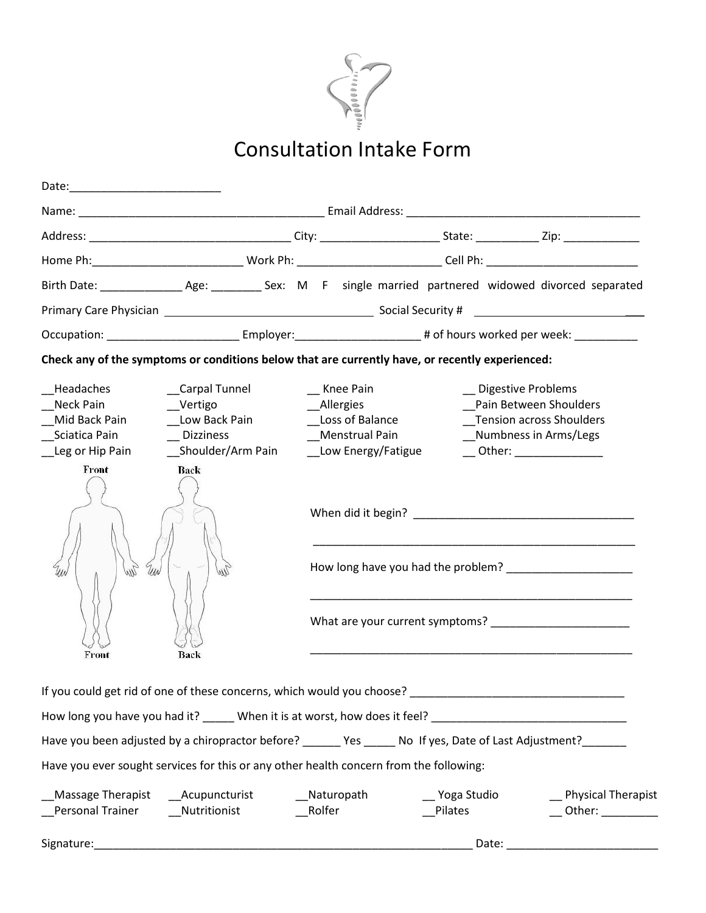# Consultation Intake Form

Date:________________________

Name: _______________________________________ Email Address: _____________________________________

Address: _________________________________ City: ___________________ State: __________ Zip: ____________

Home Ph:________________________ Work Ph: _______________________ Cell Ph: ________________________

Birth Date: _____________ Age: ________ Sex: M F single married partnered widowed divorced separated

Primary Care Physician _________________________________ Social Security # ___________________________

Occupation: _____________________ Employer:___________________ # of hours worked per week: __________

**Check any of the symptoms or conditions below that are currently have, or recently experienced:**

| | | | |
|---|---|---|---|
| __Headaches | __Carpal Tunnel | __ Knee Pain | __ Digestive Problems |
| __Neck Pain | __Vertigo | __Allergies | __Pain Between Shoulders |
| __Mid Back Pain | __Low Back Pain | __Loss of Balance | __Tension across Shoulders |
| __Sciatica Pain | __ Dizziness | __Menstrual Pain | __Numbness in Arms/Legs |
| __Leg or Hip Pain | __Shoulder/Arm Pain | __Low Energy/Fatigue | __ Other: ______________ |

Front Back

When did it begin? __________________________________

_____________________________________________________

How long have you had the problem? ____________________

_____________________________________________________

What are your current symptoms? ______________________

_____________________________________________________

Front Back

If you could get rid of one of these concerns, which would you choose? __________________________________

How long you have you had it? _____ When it is at worst, how does it feel? _______________________________

Have you been adjusted by a chiropractor before? ______ Yes _____ No If yes, Date of Last Adjustment?_______

Have you ever sought services for this or any other health concern from the following:

| | | | | |
|---|---|---|---|---|
| __Massage Therapist | __Acupuncturist | __Naturopath | __ Yoga Studio | __ Physical Therapist |
| __Personal Trainer | __Nutritionist | __Rolfer | __Pilates | __ Other: _________ |

Signature:____________________________________________________________ Date: ________________________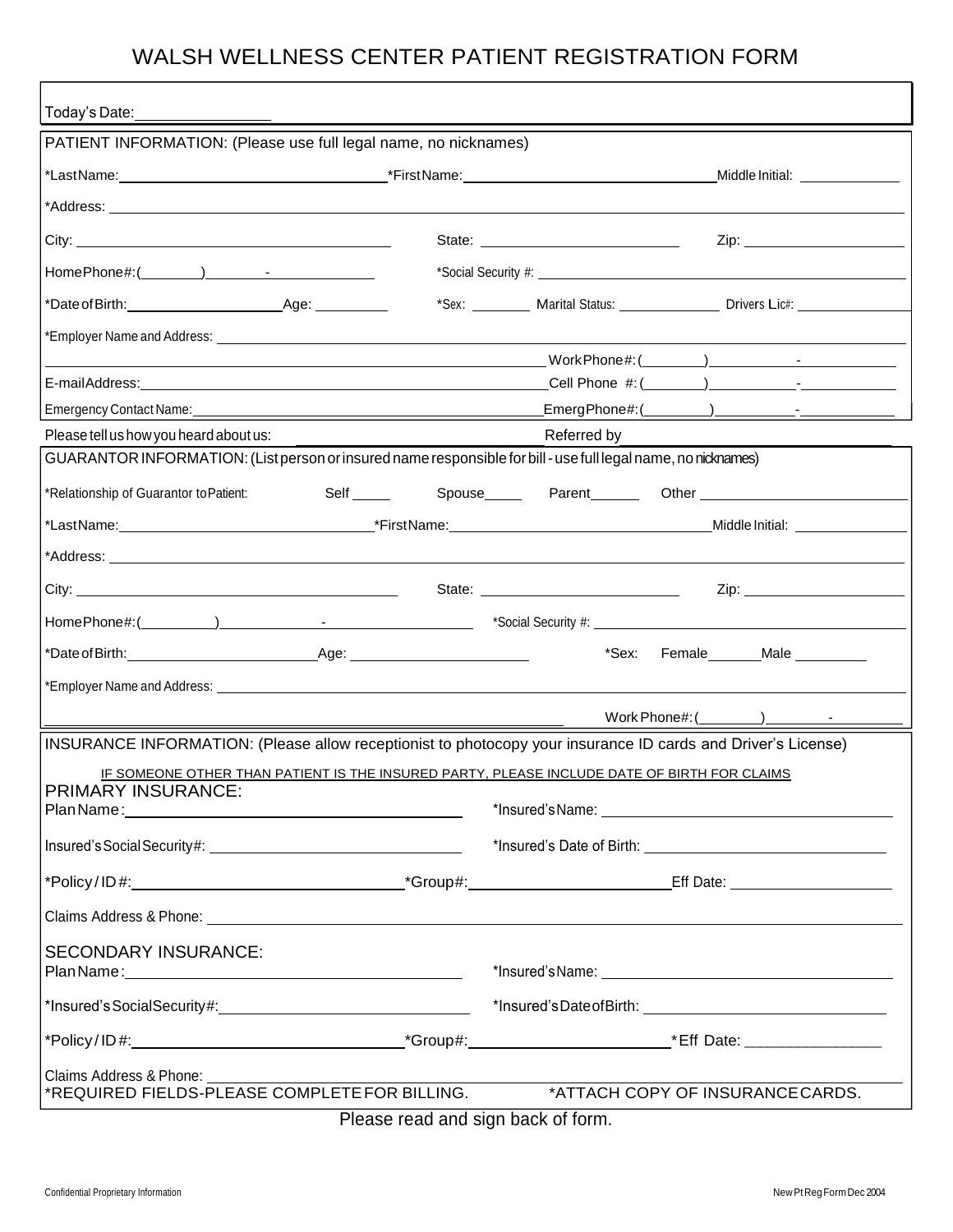# WALSH WELLNESS CENTER PATIENT REGISTRATION FORM

Today's Date: ________________

## PATIENT INFORMATION: (Please use full legal name, no nicknames)

*Last Name: ______________________ *First Name: ______________________ Middle Initial: __________

*Address: ____________________________________________

City: ______________________ State: ______________ Zip: ____________

Home Phone#: (______) ______-________ *Social Security #: ______________________

*Date of Birth: ______________ Age: ________ *Sex: ______ Marital Status: __________ Drivers Lic#: __________

*Employer Name and Address: ____________________________________________

______________________________________ Work Phone#: (______) ______-________

E-mail Address: ______________________________ Cell Phone #: (______) ______-________

Emergency Contact Name: ______________________________ Emerg Phone#: (______) ______-________

Please tell us how you heard about us: ______________________ Referred by ______________________

## GUARANTOR INFORMATION: (List person or insured name responsible for bill - use full legal name, no nicknames)

*Relationship of Guarantor to Patient: Self _____ Spouse _____ Parent _____ Other ______________

*Last Name: ______________________ *First Name: ______________________ Middle Initial: __________

*Address: ____________________________________________

City: ______________________ State: ______________ Zip: ____________

Home Phone#: (______) ______-________ *Social Security #: ______________________

*Date of Birth: ______________ Age: ______________ *Sex: Female _____ Male _____

*Employer Name and Address: ____________________________________________

______________________________________ Work Phone#: (______) ______-________

## INSURANCE INFORMATION: (Please allow receptionist to photocopy your insurance ID cards and Driver's License)

IF SOMEONE OTHER THAN PATIENT IS THE INSURED PARTY, PLEASE INCLUDE DATE OF BIRTH FOR CLAIMS

### PRIMARY INSURANCE:

Plan Name: ______________________ *Insured's Name: ______________________

Insured's Social Security#: ______________________ *Insured's Date of Birth: ______________________

*Policy / ID #: ______________________ *Group#: ______________________ Eff Date: ______________

Claims Address & Phone: ____________________________________________

### SECONDARY INSURANCE:

Plan Name: ______________________ *Insured's Name: ______________________

*Insured's Social Security#: ______________________ *Insured's Date of Birth: ______________________

*Policy / ID #: ______________________ *Group#: ______________________ *Eff Date: ______________

Claims Address & Phone: ____________________________________________

*REQUIRED FIELDS-PLEASE COMPLETE FOR BILLING. *ATTACH COPY OF INSURANCE CARDS.

Please read and sign back of form.

Confidential Proprietary Information

New Pt Reg Form Dec 2004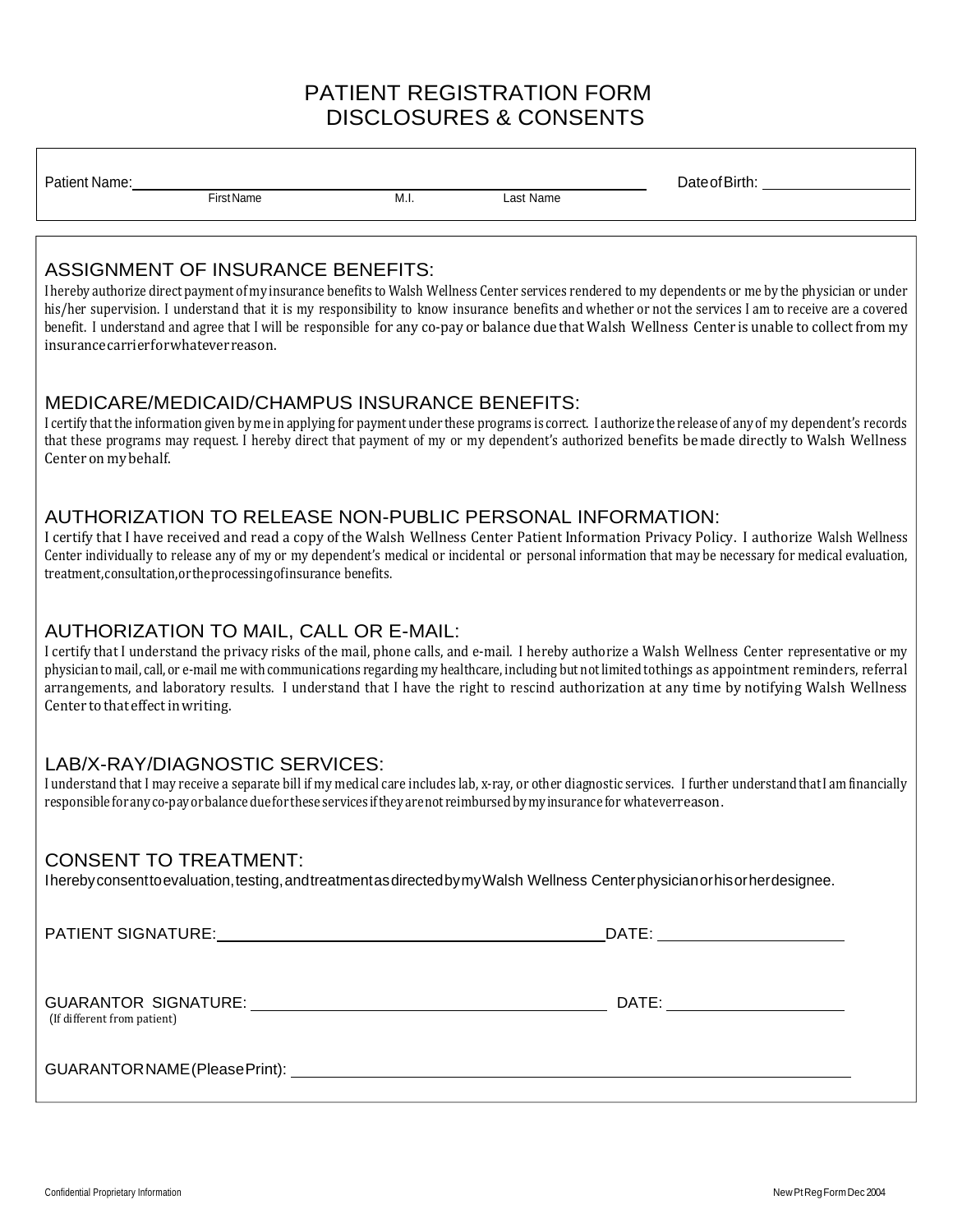# PATIENT REGISTRATION FORM
# DISCLOSURES & CONSENTS

Patient Name: ______________________________________________ Date of Birth: ____________________
First Name M.I. Last Name

## ASSIGNMENT OF INSURANCE BENEFITS:

I hereby authorize direct payment of my insurance benefits to Walsh Wellness Center services rendered to my dependents or me by the physician or under his/her supervision. I understand that it is my responsibility to know insurance benefits and whether or not the services I am to receive are a covered benefit. I understand and agree that I will be responsible for any co-pay or balance due that Walsh Wellness Center is unable to collect from my insurance carrier for whatever reason.

## MEDICARE/MEDICAID/CHAMPUS INSURANCE BENEFITS:

I certify that the information given by me in applying for payment under these programs is correct. I authorize the release of any of my dependent's records that these programs may request. I hereby direct that payment of my or my dependent's authorized benefits be made directly to Walsh Wellness Center on my behalf.

## AUTHORIZATION TO RELEASE NON-PUBLIC PERSONAL INFORMATION:

I certify that I have received and read a copy of the Walsh Wellness Center Patient Information Privacy Policy. I authorize Walsh Wellness Center individually to release any of my or my dependent's medical or incidental or personal information that may be necessary for medical evaluation, treatment, consultation, or the processing of insurance benefits.

## AUTHORIZATION TO MAIL, CALL OR E-MAIL:

I certify that I understand the privacy risks of the mail, phone calls, and e-mail. I hereby authorize a Walsh Wellness Center representative or my physician to mail, call, or e-mail me with communications regarding my healthcare, including but not limited to things as appointment reminders, referral arrangements, and laboratory results. I understand that I have the right to rescind authorization at any time by notifying Walsh Wellness Center to that effect in writing.

## LAB/X-RAY/DIAGNOSTIC SERVICES:

I understand that I may receive a separate bill if my medical care includes lab, x-ray, or other diagnostic services. I further understand that I am financially responsible for any co-pay or balance due for these services if they are not reimbursed by my insurance for whatever reason.

## CONSENT TO TREATMENT:

I hereby consent to evaluation, testing, and treatment as directed by my Walsh Wellness Center physician or his or her designee.

PATIENT SIGNATURE: ______________________________________________ DATE: ____________________

GUARANTOR SIGNATURE: ______________________________________________ DATE: ____________________
(If different from patient)

GUARANTOR NAME (Please Print): ______________________________________________

Confidential Proprietary Information

New Pt Reg Form Dec 2004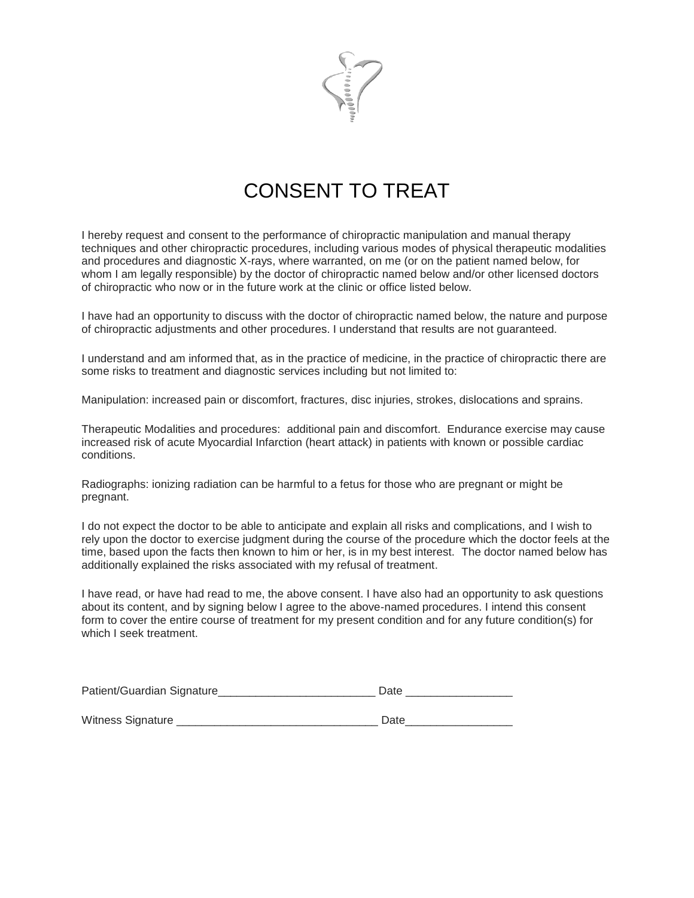# CONSENT TO TREAT

I hereby request and consent to the performance of chiropractic manipulation and manual therapy techniques and other chiropractic procedures, including various modes of physical therapeutic modalities and procedures and diagnostic X-rays, where warranted, on me (or on the patient named below, for whom I am legally responsible) by the doctor of chiropractic named below and/or other licensed doctors of chiropractic who now or in the future work at the clinic or office listed below.

I have had an opportunity to discuss with the doctor of chiropractic named below, the nature and purpose of chiropractic adjustments and other procedures. I understand that results are not guaranteed.

I understand and am informed that, as in the practice of medicine, in the practice of chiropractic there are some risks to treatment and diagnostic services including but not limited to:

Manipulation: increased pain or discomfort, fractures, disc injuries, strokes, dislocations and sprains.

Therapeutic Modalities and procedures: additional pain and discomfort. Endurance exercise may cause increased risk of acute Myocardial Infarction (heart attack) in patients with known or possible cardiac conditions.

Radiographs: ionizing radiation can be harmful to a fetus for those who are pregnant or might be pregnant.

I do not expect the doctor to be able to anticipate and explain all risks and complications, and I wish to rely upon the doctor to exercise judgment during the course of the procedure which the doctor feels at the time, based upon the facts then known to him or her, is in my best interest. The doctor named below has additionally explained the risks associated with my refusal of treatment.

I have read, or have had read to me, the above consent. I have also had an opportunity to ask questions about its content, and by signing below I agree to the above-named procedures. I intend this consent form to cover the entire course of treatment for my present condition and for any future condition(s) for which I seek treatment.

Patient/Guardian Signature_________________________ Date ________________

Witness Signature _______________________________ Date________________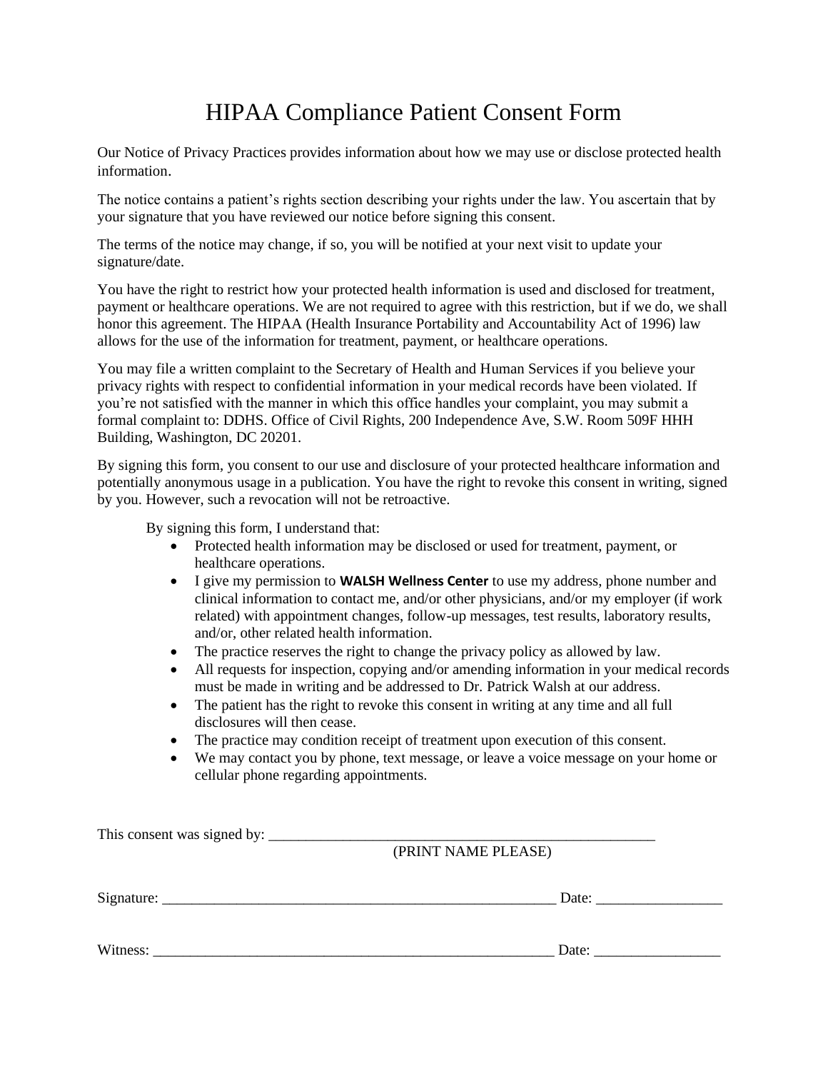# HIPAA Compliance Patient Consent Form

Our Notice of Privacy Practices provides information about how we may use or disclose protected health information.

The notice contains a patient's rights section describing your rights under the law. You ascertain that by your signature that you have reviewed our notice before signing this consent.

The terms of the notice may change, if so, you will be notified at your next visit to update your signature/date.

You have the right to restrict how your protected health information is used and disclosed for treatment, payment or healthcare operations. We are not required to agree with this restriction, but if we do, we shall honor this agreement. The HIPAA (Health Insurance Portability and Accountability Act of 1996) law allows for the use of the information for treatment, payment, or healthcare operations.

You may file a written complaint to the Secretary of Health and Human Services if you believe your privacy rights with respect to confidential information in your medical records have been violated. If you're not satisfied with the manner in which this office handles your complaint, you may submit a formal complaint to: DDHS. Office of Civil Rights, 200 Independence Ave, S.W. Room 509F HHH Building, Washington, DC 20201.

By signing this form, you consent to our use and disclosure of your protected healthcare information and potentially anonymous usage in a publication. You have the right to revoke this consent in writing, signed by you. However, such a revocation will not be retroactive.

By signing this form, I understand that:

- Protected health information may be disclosed or used for treatment, payment, or healthcare operations.
- I give my permission to **WALSH Wellness Center** to use my address, phone number and clinical information to contact me, and/or other physicians, and/or my employer (if work related) with appointment changes, follow-up messages, test results, laboratory results, and/or, other related health information.
- The practice reserves the right to change the privacy policy as allowed by law.
- All requests for inspection, copying and/or amending information in your medical records must be made in writing and be addressed to Dr. Patrick Walsh at our address.
- The patient has the right to revoke this consent in writing at any time and all full disclosures will then cease.
- The practice may condition receipt of treatment upon execution of this consent.
- We may contact you by phone, text message, or leave a voice message on your home or cellular phone regarding appointments.

This consent was signed by: ______________________________________________________
(PRINT NAME PLEASE)

Signature: _______________________________________________________ Date: _________________

Witness: ________________________________________________________ Date: _________________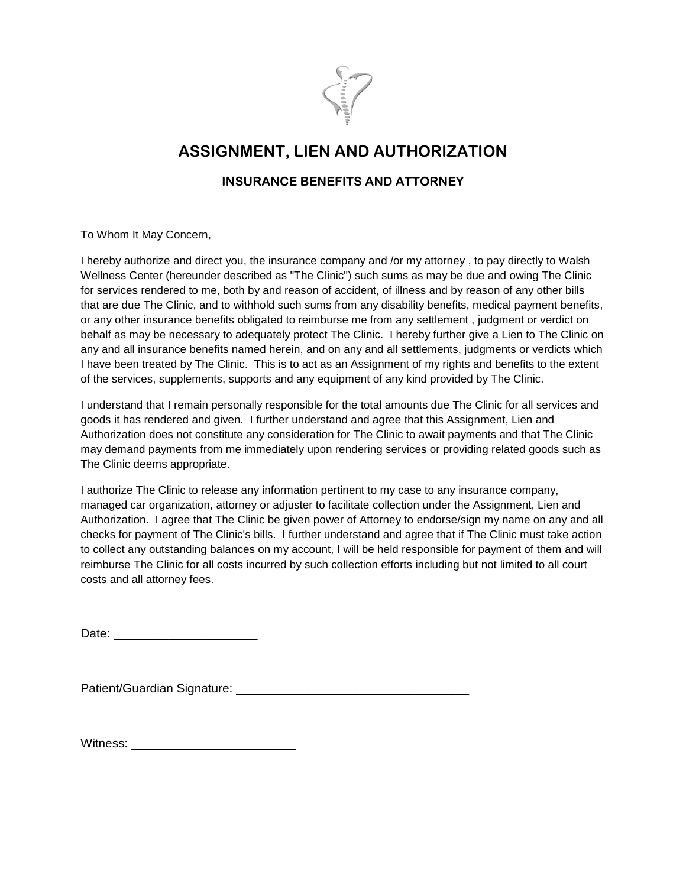# ASSIGNMENT, LIEN AND AUTHORIZATION

## INSURANCE BENEFITS AND ATTORNEY

To Whom It May Concern,

I hereby authorize and direct you, the insurance company and /or my attorney , to pay directly to Walsh Wellness Center (hereunder described as "The Clinic") such sums as may be due and owing The Clinic for services rendered to me, both by and reason of accident, of illness and by reason of any other bills that are due The Clinic, and to withhold such sums from any disability benefits, medical payment benefits, or any other insurance benefits obligated to reimburse me from any settlement , judgment or verdict on behalf as may be necessary to adequately protect The Clinic. I hereby further give a Lien to The Clinic on any and all insurance benefits named herein, and on any and all settlements, judgments or verdicts which I have been treated by The Clinic. This is to act as an Assignment of my rights and benefits to the extent of the services, supplements, supports and any equipment of any kind provided by The Clinic.

I understand that I remain personally responsible for the total amounts due The Clinic for all services and goods it has rendered and given. I further understand and agree that this Assignment, Lien and Authorization does not constitute any consideration for The Clinic to await payments and that The Clinic may demand payments from me immediately upon rendering services or providing related goods such as The Clinic deems appropriate.

I authorize The Clinic to release any information pertinent to my case to any insurance company, managed car organization, attorney or adjuster to facilitate collection under the Assignment, Lien and Authorization. I agree that The Clinic be given power of Attorney to endorse/sign my name on any and all checks for payment of The Clinic's bills. I further understand and agree that if The Clinic must take action to collect any outstanding balances on my account, I will be held responsible for payment of them and will reimburse The Clinic for all costs incurred by such collection efforts including but not limited to all court costs and all attorney fees.

Date: _____________________

Patient/Guardian Signature: __________________________________

Witness: ________________________